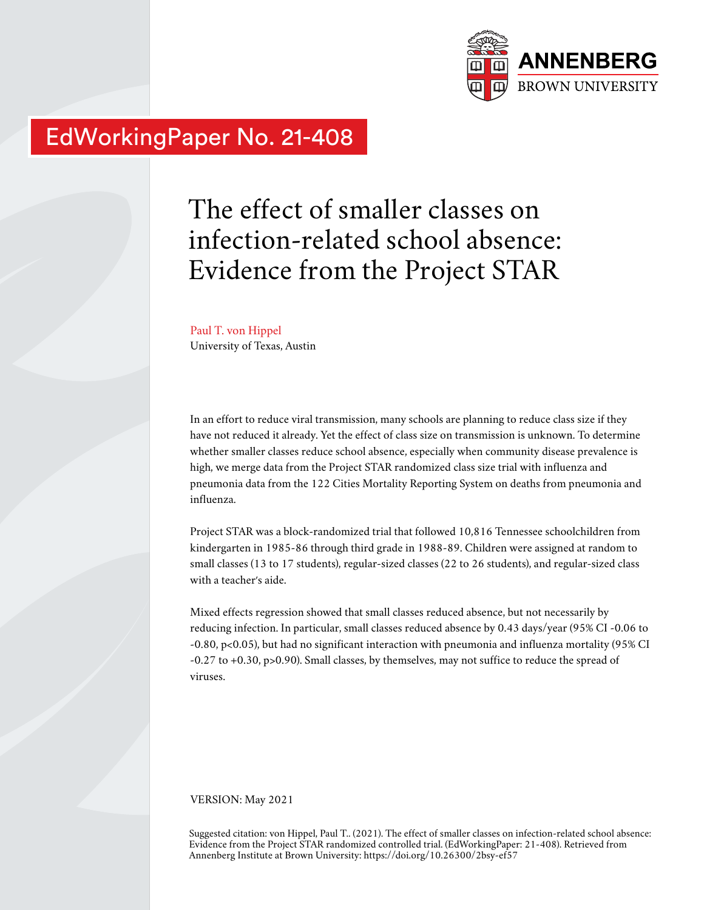ANNENBERG
BROWN UNIVERSITY

EdWorkingPaper No. 21-408

# The effect of smaller classes on infection-related school absence: Evidence from the Project STAR

Paul T. von Hippel
University of Texas, Austin

In an effort to reduce viral transmission, many schools are planning to reduce class size if they have not reduced it already. Yet the effect of class size on transmission is unknown. To determine whether smaller classes reduce school absence, especially when community disease prevalence is high, we merge data from the Project STAR randomized class size trial with influenza and pneumonia data from the 122 Cities Mortality Reporting System on deaths from pneumonia and influenza.

Project STAR was a block-randomized trial that followed 10,816 Tennessee schoolchildren from kindergarten in 1985-86 through third grade in 1988-89. Children were assigned at random to small classes (13 to 17 students), regular-sized classes (22 to 26 students), and regular-sized class with a teacher's aide.

Mixed effects regression showed that small classes reduced absence, but not necessarily by reducing infection. In particular, small classes reduced absence by 0.43 days/year (95% CI -0.06 to -0.80, $p<0.05$), but had no significant interaction with pneumonia and influenza mortality (95% CI -0.27 to +0.30, $p>0.90$). Small classes, by themselves, may not suffice to reduce the spread of viruses.

VERSION: May 2021

Suggested citation: von Hippel, Paul T.. (2021). The effect of smaller classes on infection-related school absence: Evidence from the Project STAR randomized controlled trial. (EdWorkingPaper: 21-408). Retrieved from Annenberg Institute at Brown University: https://doi.org/10.26300/2bsy-ef57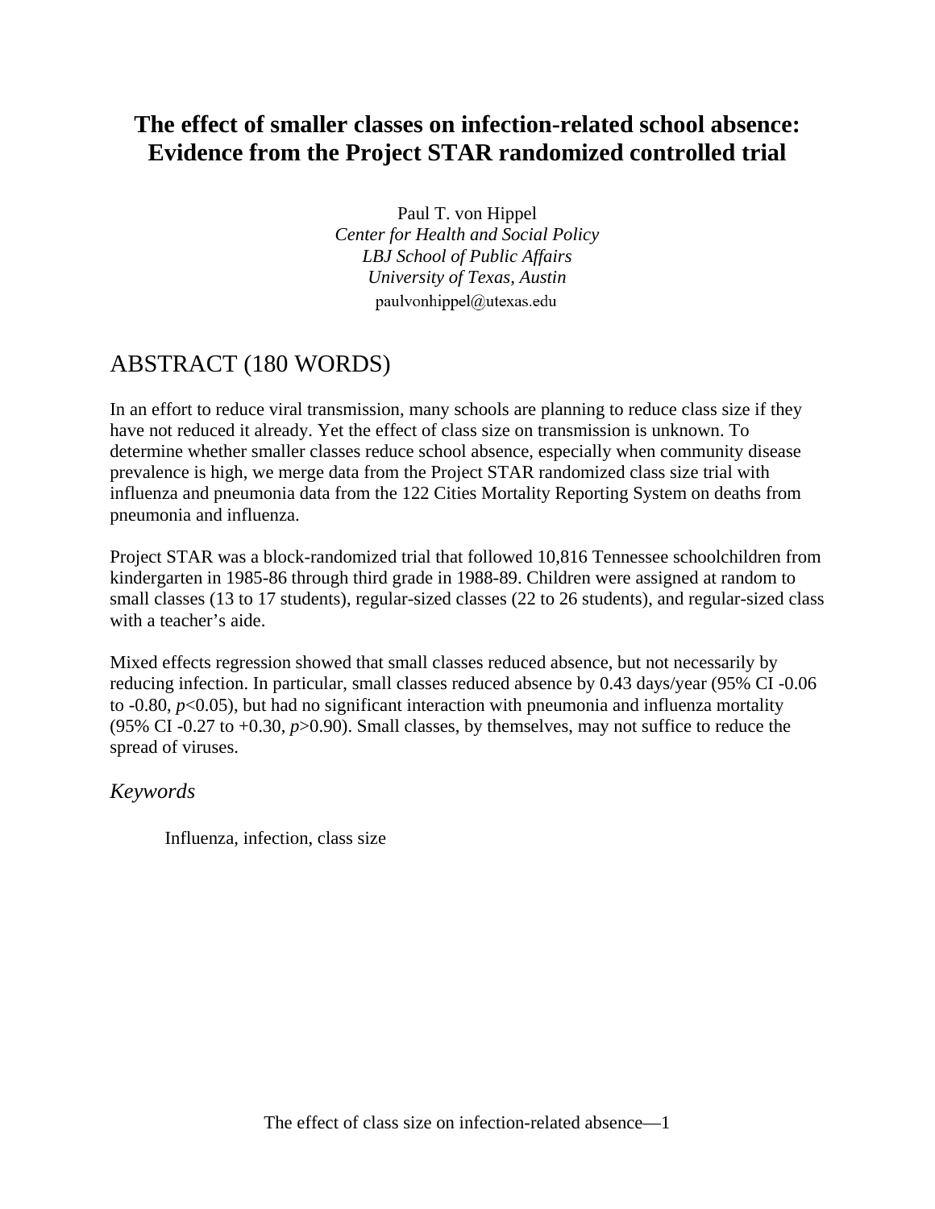# The effect of smaller classes on infection-related school absence: Evidence from the Project STAR randomized controlled trial

Paul T. von Hippel
*Center for Health and Social Policy*
*LBJ School of Public Affairs*
*University of Texas, Austin*
paulvonhippel@utexas.edu

## ABSTRACT (180 WORDS)

In an effort to reduce viral transmission, many schools are planning to reduce class size if they have not reduced it already. Yet the effect of class size on transmission is unknown. To determine whether smaller classes reduce school absence, especially when community disease prevalence is high, we merge data from the Project STAR randomized class size trial with influenza and pneumonia data from the 122 Cities Mortality Reporting System on deaths from pneumonia and influenza.

Project STAR was a block-randomized trial that followed 10,816 Tennessee schoolchildren from kindergarten in 1985-86 through third grade in 1988-89. Children were assigned at random to small classes (13 to 17 students), regular-sized classes (22 to 26 students), and regular-sized class with a teacher's aide.

Mixed effects regression showed that small classes reduced absence, but not necessarily by reducing infection. In particular, small classes reduced absence by 0.43 days/year (95% CI -0.06 to -0.80, $p<0.05$), but had no significant interaction with pneumonia and influenza mortality (95% CI -0.27 to +0.30, $p>0.90$). Small classes, by themselves, may not suffice to reduce the spread of viruses.

### *Keywords*

Influenza, infection, class size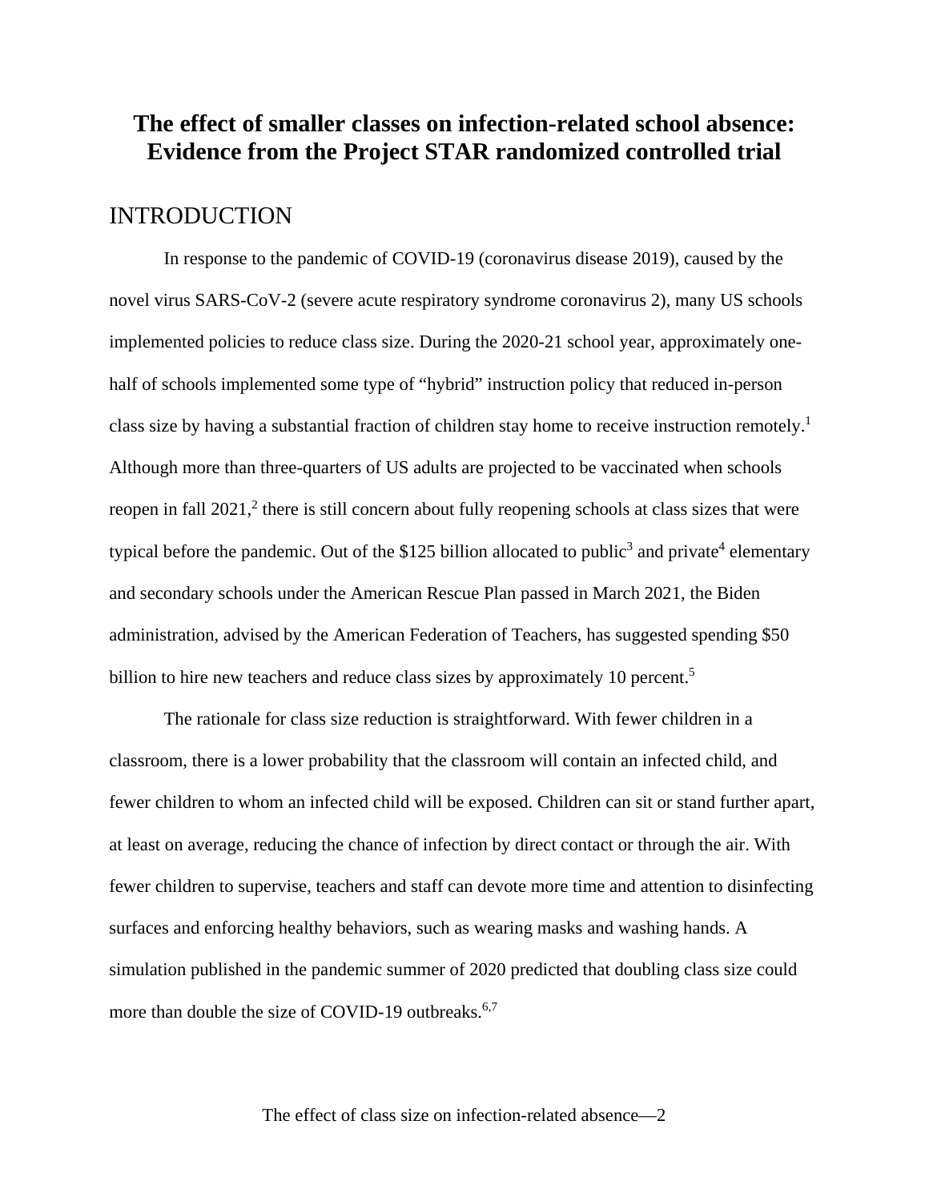# The effect of smaller classes on infection-related school absence: Evidence from the Project STAR randomized controlled trial

## INTRODUCTION

In response to the pandemic of COVID-19 (coronavirus disease 2019), caused by the novel virus SARS-CoV-2 (severe acute respiratory syndrome coronavirus 2), many US schools implemented policies to reduce class size. During the 2020-21 school year, approximately one-half of schools implemented some type of "hybrid" instruction policy that reduced in-person class size by having a substantial fraction of children stay home to receive instruction remotely.[1] Although more than three-quarters of US adults are projected to be vaccinated when schools reopen in fall 2021,[2] there is still concern about fully reopening schools at class sizes that were typical before the pandemic. Out of the $125 billion allocated to public[3] and private[4] elementary and secondary schools under the American Rescue Plan passed in March 2021, the Biden administration, advised by the American Federation of Teachers, has suggested spending $50 billion to hire new teachers and reduce class sizes by approximately 10 percent.[5]

The rationale for class size reduction is straightforward. With fewer children in a classroom, there is a lower probability that the classroom will contain an infected child, and fewer children to whom an infected child will be exposed. Children can sit or stand further apart, at least on average, reducing the chance of infection by direct contact or through the air. With fewer children to supervise, teachers and staff can devote more time and attention to disinfecting surfaces and enforcing healthy behaviors, such as wearing masks and washing hands. A simulation published in the pandemic summer of 2020 predicted that doubling class size could more than double the size of COVID-19 outbreaks.[6,7]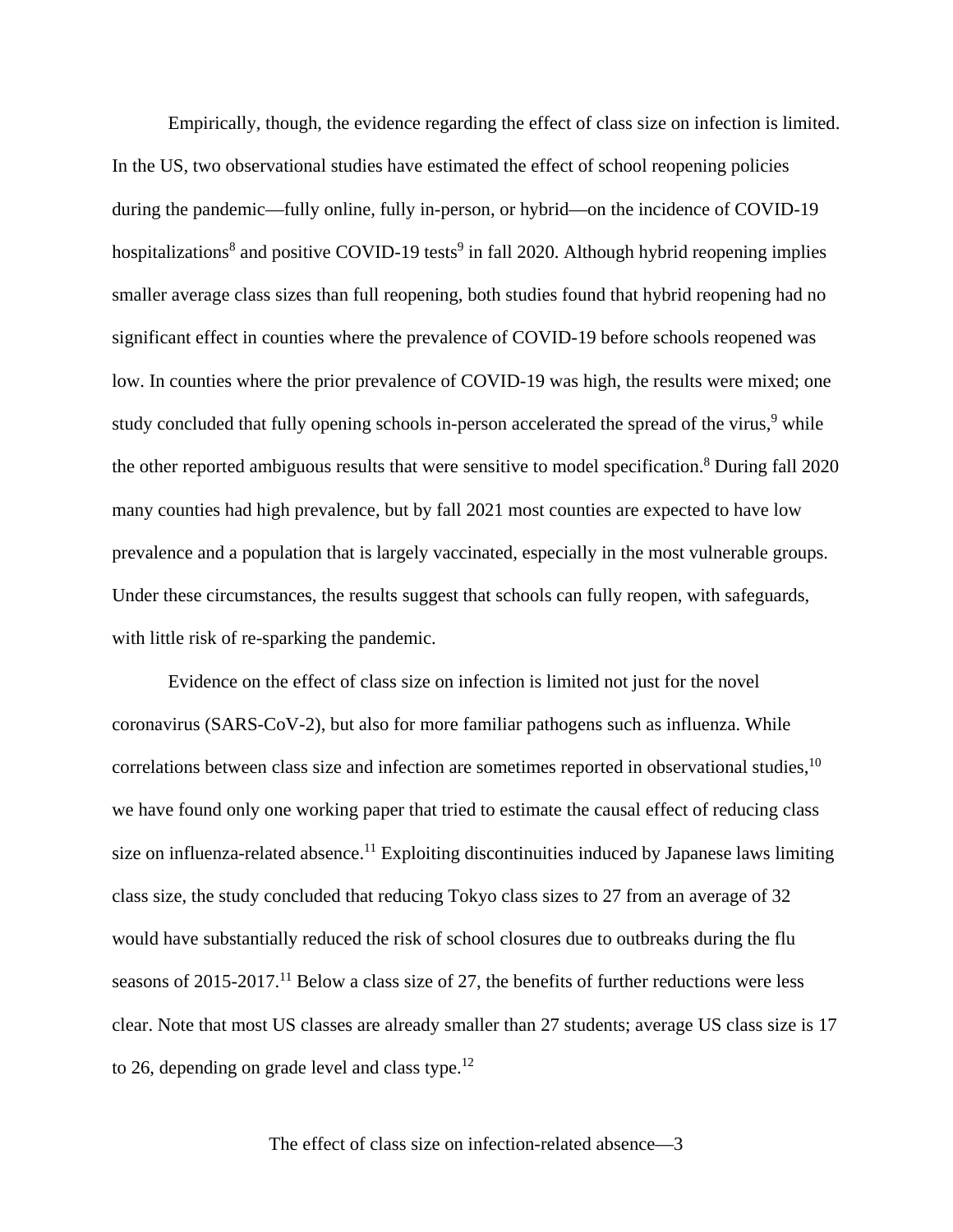Empirically, though, the evidence regarding the effect of class size on infection is limited. In the US, two observational studies have estimated the effect of school reopening policies during the pandemic—fully online, fully in-person, or hybrid—on the incidence of COVID-19 hospitalizations[8] and positive COVID-19 tests[9] in fall 2020. Although hybrid reopening implies smaller average class sizes than full reopening, both studies found that hybrid reopening had no significant effect in counties where the prevalence of COVID-19 before schools reopened was low. In counties where the prior prevalence of COVID-19 was high, the results were mixed; one study concluded that fully opening schools in-person accelerated the spread of the virus,[9] while the other reported ambiguous results that were sensitive to model specification.[8] During fall 2020 many counties had high prevalence, but by fall 2021 most counties are expected to have low prevalence and a population that is largely vaccinated, especially in the most vulnerable groups. Under these circumstances, the results suggest that schools can fully reopen, with safeguards, with little risk of re-sparking the pandemic.

Evidence on the effect of class size on infection is limited not just for the novel coronavirus (SARS-CoV-2), but also for more familiar pathogens such as influenza. While correlations between class size and infection are sometimes reported in observational studies,[10] we have found only one working paper that tried to estimate the causal effect of reducing class size on influenza-related absence.[11] Exploiting discontinuities induced by Japanese laws limiting class size, the study concluded that reducing Tokyo class sizes to 27 from an average of 32 would have substantially reduced the risk of school closures due to outbreaks during the flu seasons of 2015-2017.[11] Below a class size of 27, the benefits of further reductions were less clear. Note that most US classes are already smaller than 27 students; average US class size is 17 to 26, depending on grade level and class type.[12]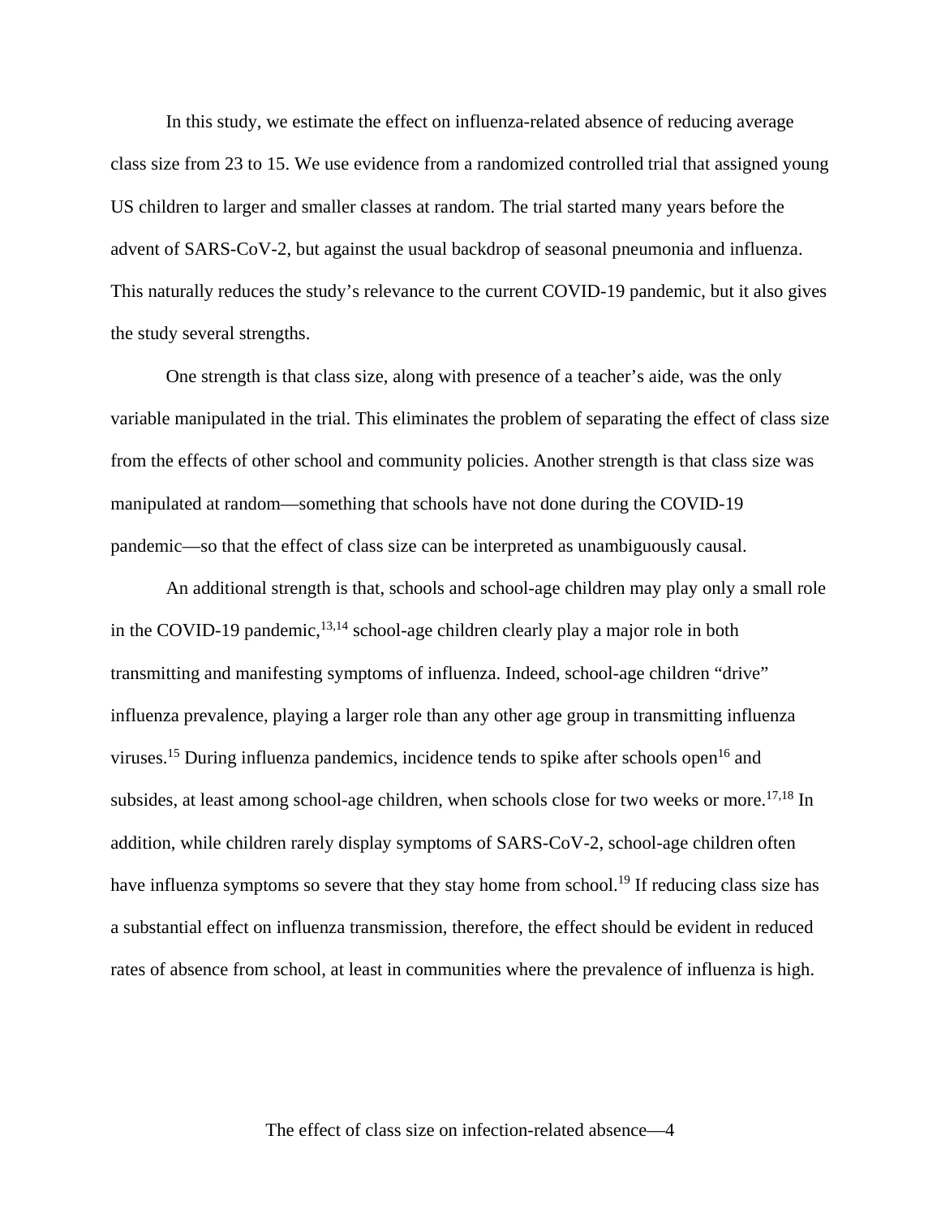In this study, we estimate the effect on influenza-related absence of reducing average class size from 23 to 15. We use evidence from a randomized controlled trial that assigned young US children to larger and smaller classes at random. The trial started many years before the advent of SARS-CoV-2, but against the usual backdrop of seasonal pneumonia and influenza. This naturally reduces the study's relevance to the current COVID-19 pandemic, but it also gives the study several strengths.

One strength is that class size, along with presence of a teacher's aide, was the only variable manipulated in the trial. This eliminates the problem of separating the effect of class size from the effects of other school and community policies. Another strength is that class size was manipulated at random—something that schools have not done during the COVID-19 pandemic—so that the effect of class size can be interpreted as unambiguously causal.

An additional strength is that, schools and school-age children may play only a small role in the COVID-19 pandemic,[13,14] school-age children clearly play a major role in both transmitting and manifesting symptoms of influenza. Indeed, school-age children "drive" influenza prevalence, playing a larger role than any other age group in transmitting influenza viruses.[15] During influenza pandemics, incidence tends to spike after schools open[16] and subsides, at least among school-age children, when schools close for two weeks or more.[17,18] In addition, while children rarely display symptoms of SARS-CoV-2, school-age children often have influenza symptoms so severe that they stay home from school.[19] If reducing class size has a substantial effect on influenza transmission, therefore, the effect should be evident in reduced rates of absence from school, at least in communities where the prevalence of influenza is high.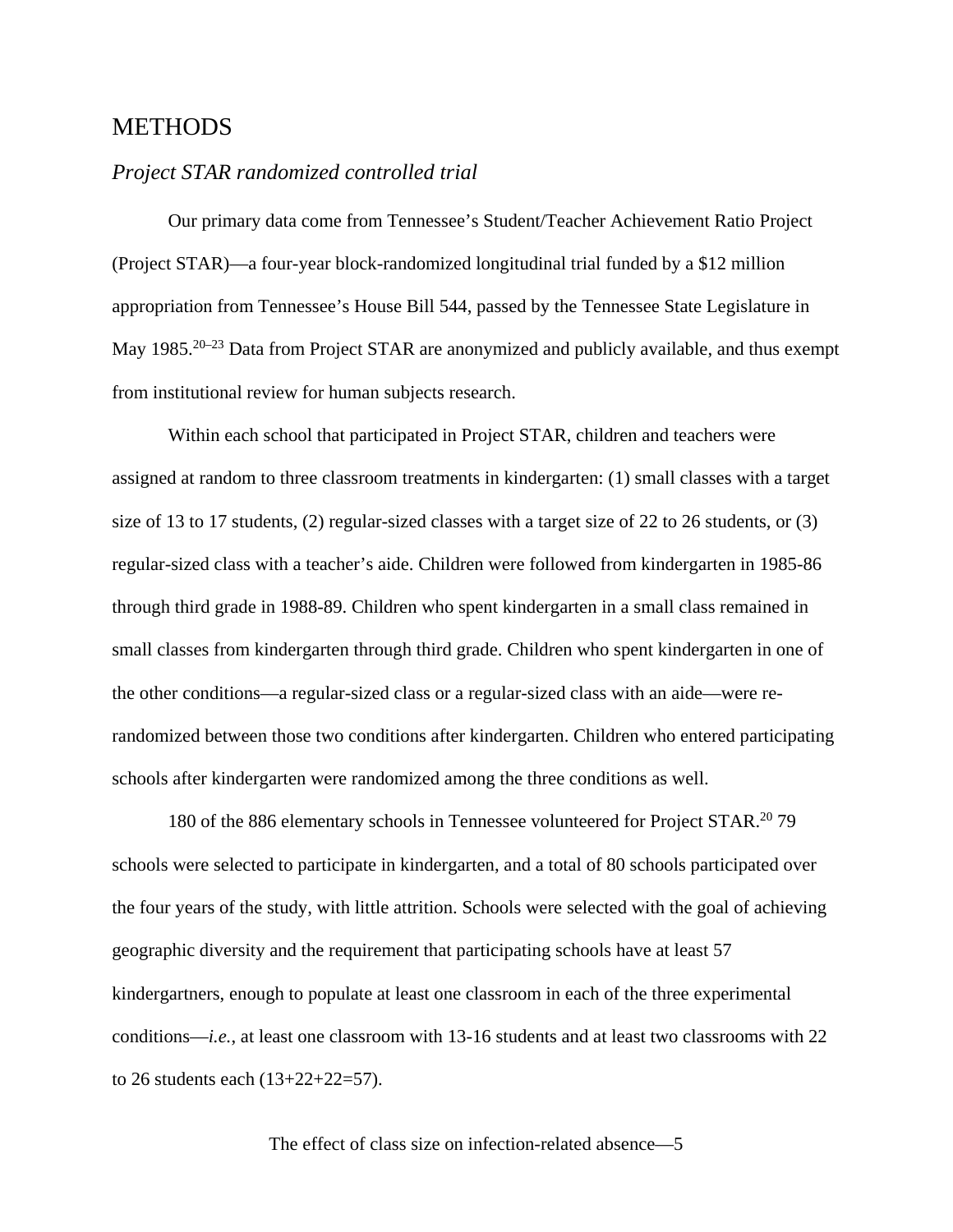# METHODS

## *Project STAR randomized controlled trial*

Our primary data come from Tennessee's Student/Teacher Achievement Ratio Project (Project STAR)—a four-year block-randomized longitudinal trial funded by a $12 million appropriation from Tennessee's House Bill 544, passed by the Tennessee State Legislature in May 1985.[20–23] Data from Project STAR are anonymized and publicly available, and thus exempt from institutional review for human subjects research.

Within each school that participated in Project STAR, children and teachers were assigned at random to three classroom treatments in kindergarten: (1) small classes with a target size of 13 to 17 students, (2) regular-sized classes with a target size of 22 to 26 students, or (3) regular-sized class with a teacher's aide. Children were followed from kindergarten in 1985-86 through third grade in 1988-89. Children who spent kindergarten in a small class remained in small classes from kindergarten through third grade. Children who spent kindergarten in one of the other conditions—a regular-sized class or a regular-sized class with an aide—were re-randomized between those two conditions after kindergarten. Children who entered participating schools after kindergarten were randomized among the three conditions as well.

180 of the 886 elementary schools in Tennessee volunteered for Project STAR.[20] 79 schools were selected to participate in kindergarten, and a total of 80 schools participated over the four years of the study, with little attrition. Schools were selected with the goal of achieving geographic diversity and the requirement that participating schools have at least 57 kindergartners, enough to populate at least one classroom in each of the three experimental conditions—*i.e.*, at least one classroom with 13-16 students and at least two classrooms with 22 to 26 students each (13+22+22=57).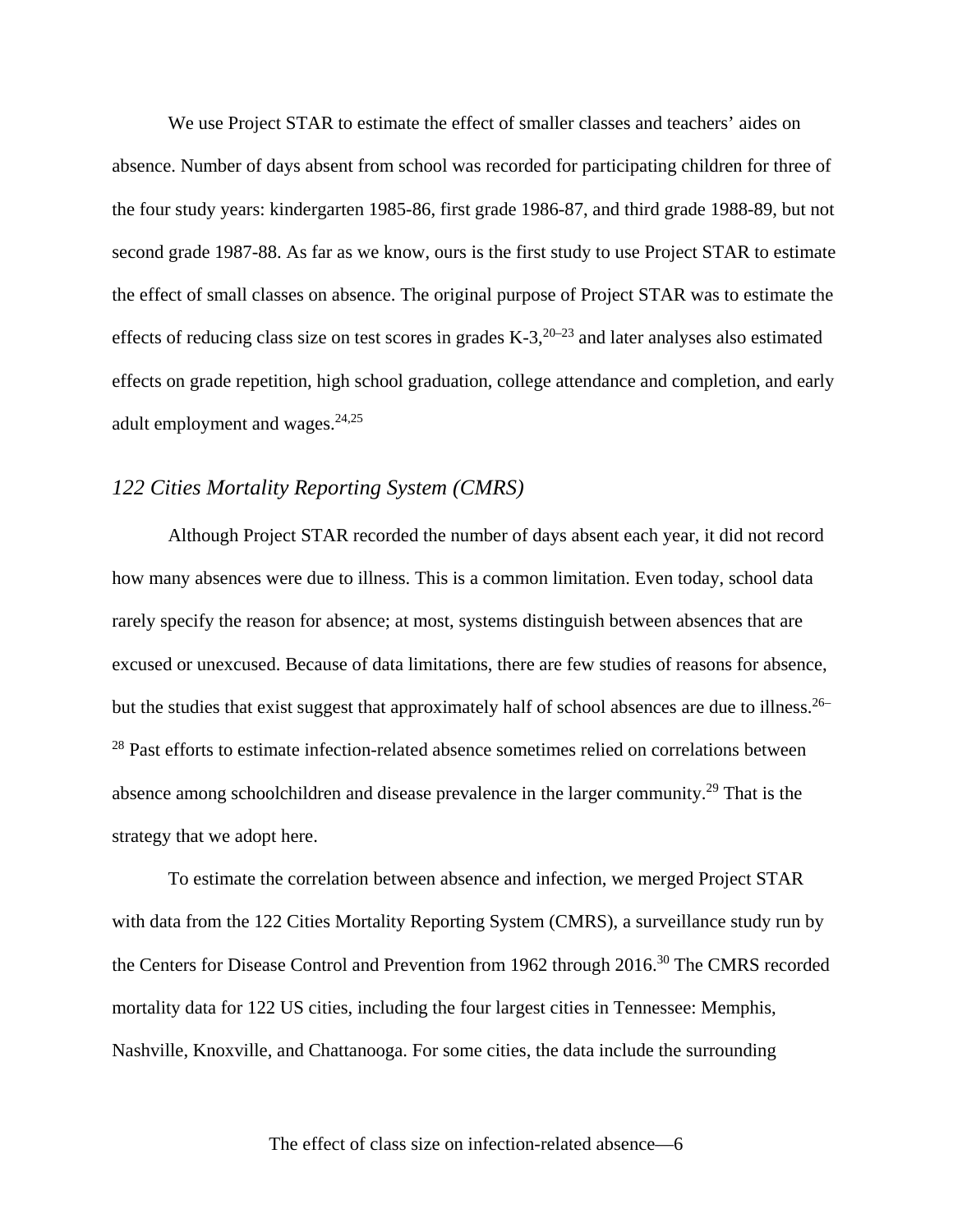We use Project STAR to estimate the effect of smaller classes and teachers' aides on absence. Number of days absent from school was recorded for participating children for three of the four study years: kindergarten 1985-86, first grade 1986-87, and third grade 1988-89, but not second grade 1987-88. As far as we know, ours is the first study to use Project STAR to estimate the effect of small classes on absence. The original purpose of Project STAR was to estimate the effects of reducing class size on test scores in grades K-3,[20–23] and later analyses also estimated effects on grade repetition, high school graduation, college attendance and completion, and early adult employment and wages.[24,25]

### *122 Cities Mortality Reporting System (CMRS)*

Although Project STAR recorded the number of days absent each year, it did not record how many absences were due to illness. This is a common limitation. Even today, school data rarely specify the reason for absence; at most, systems distinguish between absences that are excused or unexcused. Because of data limitations, there are few studies of reasons for absence, but the studies that exist suggest that approximately half of school absences are due to illness.[26–28] Past efforts to estimate infection-related absence sometimes relied on correlations between absence among schoolchildren and disease prevalence in the larger community.[29] That is the strategy that we adopt here.

To estimate the correlation between absence and infection, we merged Project STAR with data from the 122 Cities Mortality Reporting System (CMRS), a surveillance study run by the Centers for Disease Control and Prevention from 1962 through 2016.[30] The CMRS recorded mortality data for 122 US cities, including the four largest cities in Tennessee: Memphis, Nashville, Knoxville, and Chattanooga. For some cities, the data include the surrounding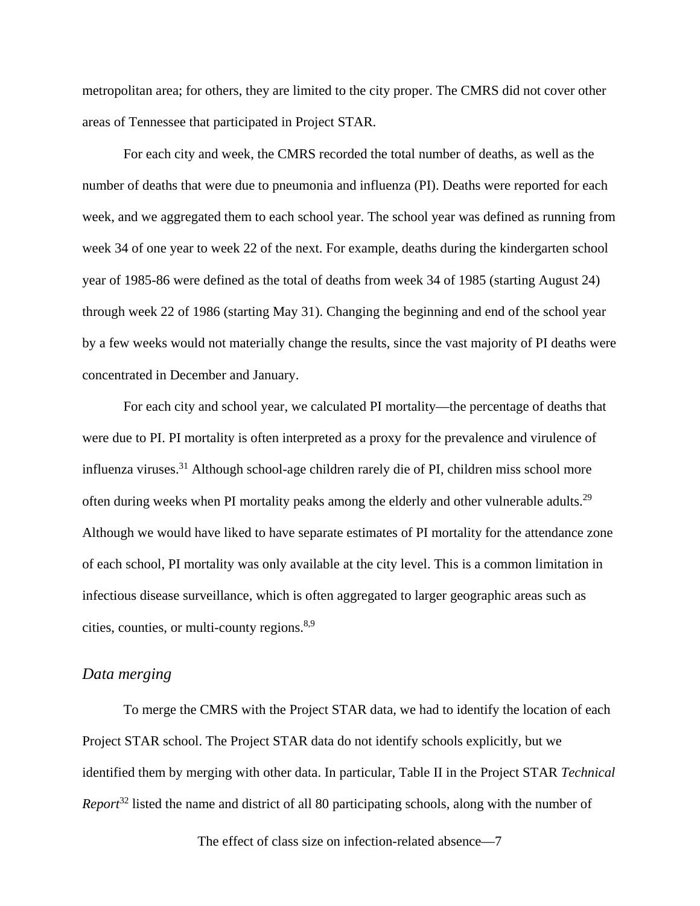metropolitan area; for others, they are limited to the city proper. The CMRS did not cover other areas of Tennessee that participated in Project STAR.

For each city and week, the CMRS recorded the total number of deaths, as well as the number of deaths that were due to pneumonia and influenza (PI). Deaths were reported for each week, and we aggregated them to each school year. The school year was defined as running from week 34 of one year to week 22 of the next. For example, deaths during the kindergarten school year of 1985-86 were defined as the total of deaths from week 34 of 1985 (starting August 24) through week 22 of 1986 (starting May 31). Changing the beginning and end of the school year by a few weeks would not materially change the results, since the vast majority of PI deaths were concentrated in December and January.

For each city and school year, we calculated PI mortality—the percentage of deaths that were due to PI. PI mortality is often interpreted as a proxy for the prevalence and virulence of influenza viruses.[31] Although school-age children rarely die of PI, children miss school more often during weeks when PI mortality peaks among the elderly and other vulnerable adults.[29] Although we would have liked to have separate estimates of PI mortality for the attendance zone of each school, PI mortality was only available at the city level. This is a common limitation in infectious disease surveillance, which is often aggregated to larger geographic areas such as cities, counties, or multi-county regions.[8,9]

## *Data merging*

To merge the CMRS with the Project STAR data, we had to identify the location of each Project STAR school. The Project STAR data do not identify schools explicitly, but we identified them by merging with other data. In particular, Table II in the Project STAR *Technical Report*[32] listed the name and district of all 80 participating schools, along with the number of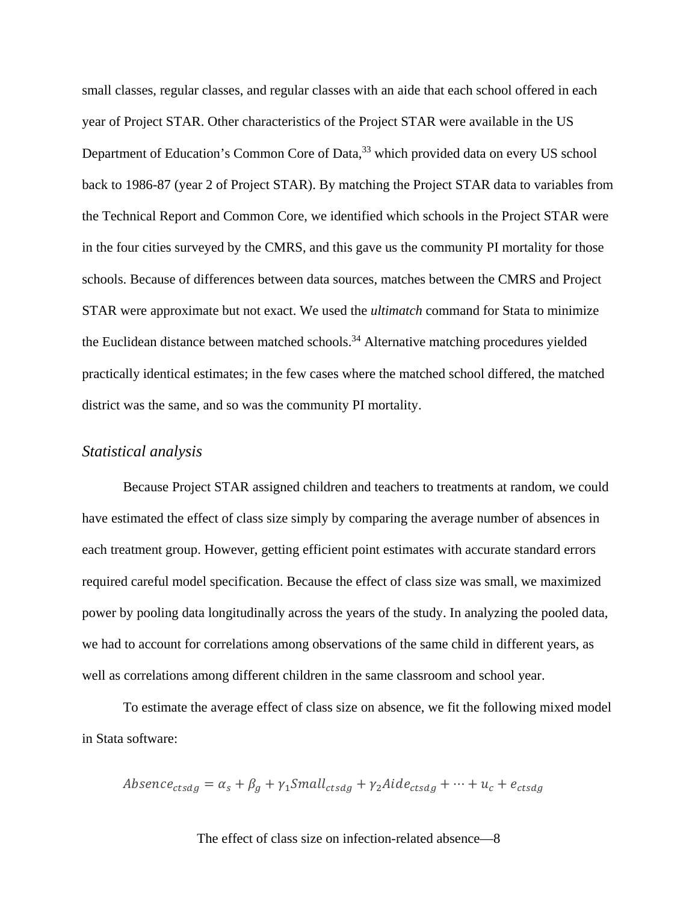small classes, regular classes, and regular classes with an aide that each school offered in each year of Project STAR. Other characteristics of the Project STAR were available in the US Department of Education's Common Core of Data,[33] which provided data on every US school back to 1986-87 (year 2 of Project STAR). By matching the Project STAR data to variables from the Technical Report and Common Core, we identified which schools in the Project STAR were in the four cities surveyed by the CMRS, and this gave us the community PI mortality for those schools. Because of differences between data sources, matches between the CMRS and Project STAR were approximate but not exact. We used the *ultimatch* command for Stata to minimize the Euclidean distance between matched schools.[34] Alternative matching procedures yielded practically identical estimates; in the few cases where the matched school differed, the matched district was the same, and so was the community PI mortality.

### *Statistical analysis*

Because Project STAR assigned children and teachers to treatments at random, we could have estimated the effect of class size simply by comparing the average number of absences in each treatment group. However, getting efficient point estimates with accurate standard errors required careful model specification. Because the effect of class size was small, we maximized power by pooling data longitudinally across the years of the study. In analyzing the pooled data, we had to account for correlations among observations of the same child in different years, as well as correlations among different children in the same classroom and school year.

To estimate the average effect of class size on absence, we fit the following mixed model in Stata software:

$$Absence_{ctsdg} = \alpha_s + \beta_g + \gamma_1 Small_{ctsdg} + \gamma_2 Aide_{ctsdg} + \cdots + u_c + e_{ctsdg}$$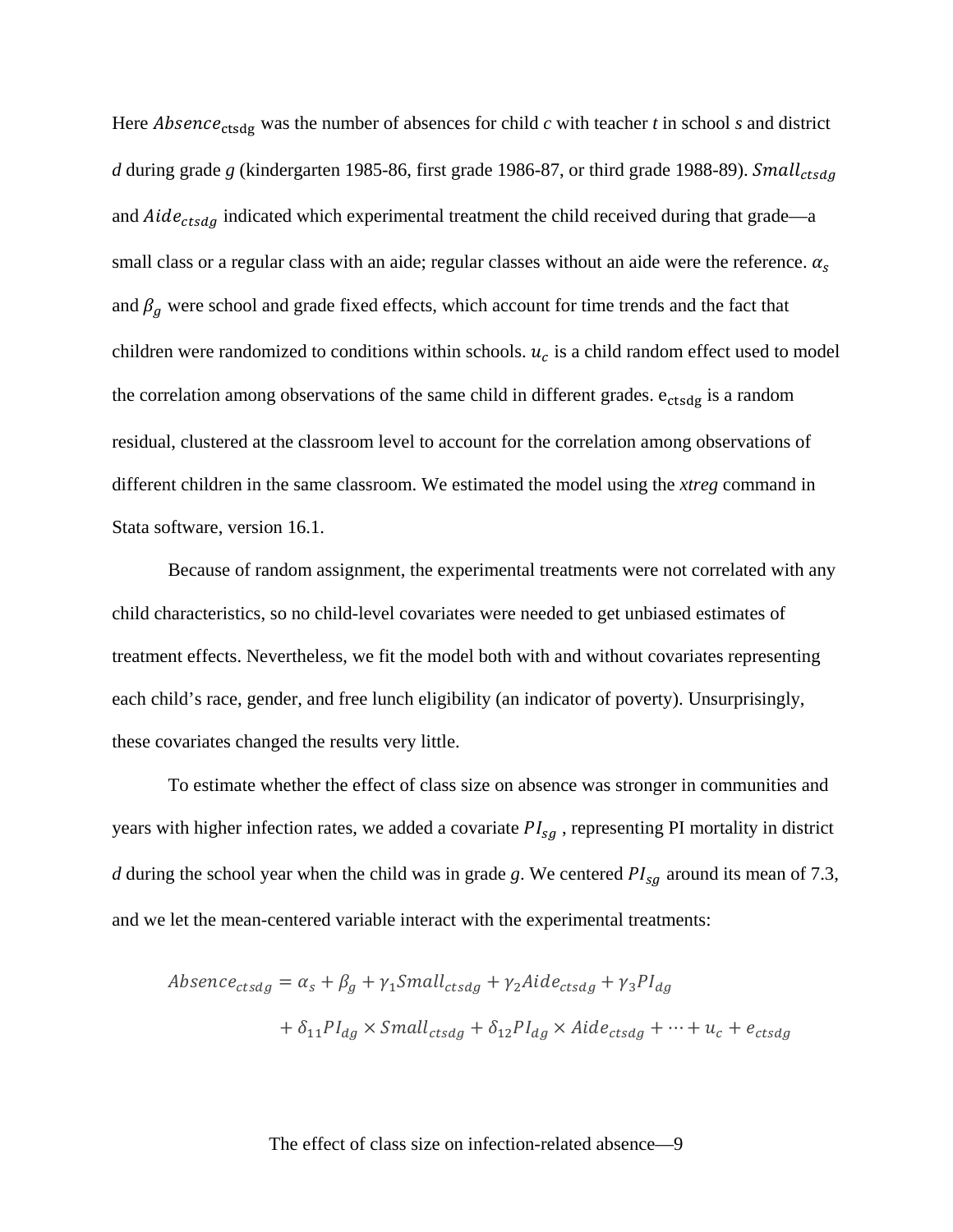Here $Absence_{ctsdg}$ was the number of absences for child *c* with teacher *t* in school *s* and district *d* during grade *g* (kindergarten 1985-86, first grade 1986-87, or third grade 1988-89). $Small_{ctsdg}$ and $Aide_{ctsdg}$ indicated which experimental treatment the child received during that grade—a small class or a regular class with an aide; regular classes without an aide were the reference. $\alpha_s$ and $\beta_g$ were school and grade fixed effects, which account for time trends and the fact that children were randomized to conditions within schools. $u_c$ is a child random effect used to model the correlation among observations of the same child in different grades. $e_{ctsdg}$ is a random residual, clustered at the classroom level to account for the correlation among observations of different children in the same classroom. We estimated the model using the *xtreg* command in Stata software, version 16.1.

Because of random assignment, the experimental treatments were not correlated with any child characteristics, so no child-level covariates were needed to get unbiased estimates of treatment effects. Nevertheless, we fit the model both with and without covariates representing each child's race, gender, and free lunch eligibility (an indicator of poverty). Unsurprisingly, these covariates changed the results very little.

To estimate whether the effect of class size on absence was stronger in communities and years with higher infection rates, we added a covariate $PI_{sg}$ , representing PI mortality in district *d* during the school year when the child was in grade *g*. We centered $PI_{sg}$ around its mean of 7.3, and we let the mean-centered variable interact with the experimental treatments:

$$Absence_{ctsdg} = \alpha_s + \beta_g + \gamma_1 Small_{ctsdg} + \gamma_2 Aide_{ctsdg} + \gamma_3 PI_{dg} + \delta_{11} PI_{dg} \times Small_{ctsdg} + \delta_{12} PI_{dg} \times Aide_{ctsdg} + \cdots + u_c + e_{ctsdg}$$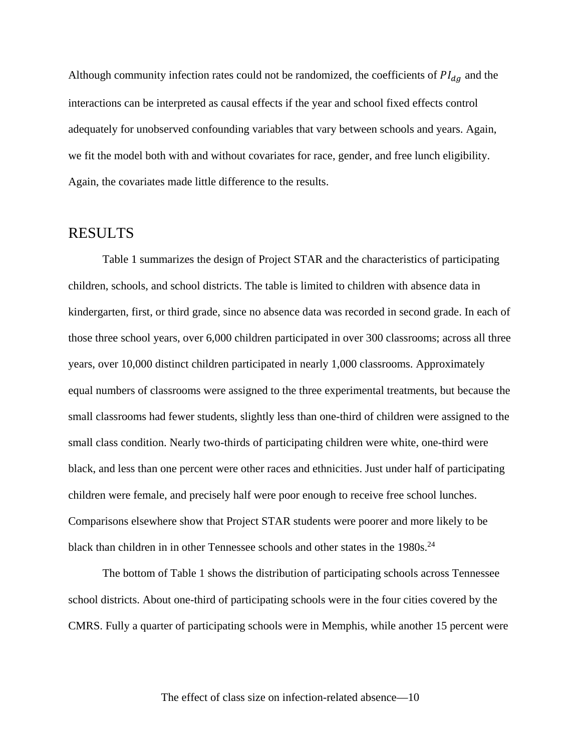Although community infection rates could not be randomized, the coefficients of $PI_{dg}$ and the interactions can be interpreted as causal effects if the year and school fixed effects control adequately for unobserved confounding variables that vary between schools and years. Again, we fit the model both with and without covariates for race, gender, and free lunch eligibility. Again, the covariates made little difference to the results.

# RESULTS

Table 1 summarizes the design of Project STAR and the characteristics of participating children, schools, and school districts. The table is limited to children with absence data in kindergarten, first, or third grade, since no absence data was recorded in second grade. In each of those three school years, over 6,000 children participated in over 300 classrooms; across all three years, over 10,000 distinct children participated in nearly 1,000 classrooms. Approximately equal numbers of classrooms were assigned to the three experimental treatments, but because the small classrooms had fewer students, slightly less than one-third of children were assigned to the small class condition. Nearly two-thirds of participating children were white, one-third were black, and less than one percent were other races and ethnicities. Just under half of participating children were female, and precisely half were poor enough to receive free school lunches. Comparisons elsewhere show that Project STAR students were poorer and more likely to be black than children in in other Tennessee schools and other states in the 1980s.[24]

The bottom of Table 1 shows the distribution of participating schools across Tennessee school districts. About one-third of participating schools were in the four cities covered by the CMRS. Fully a quarter of participating schools were in Memphis, while another 15 percent were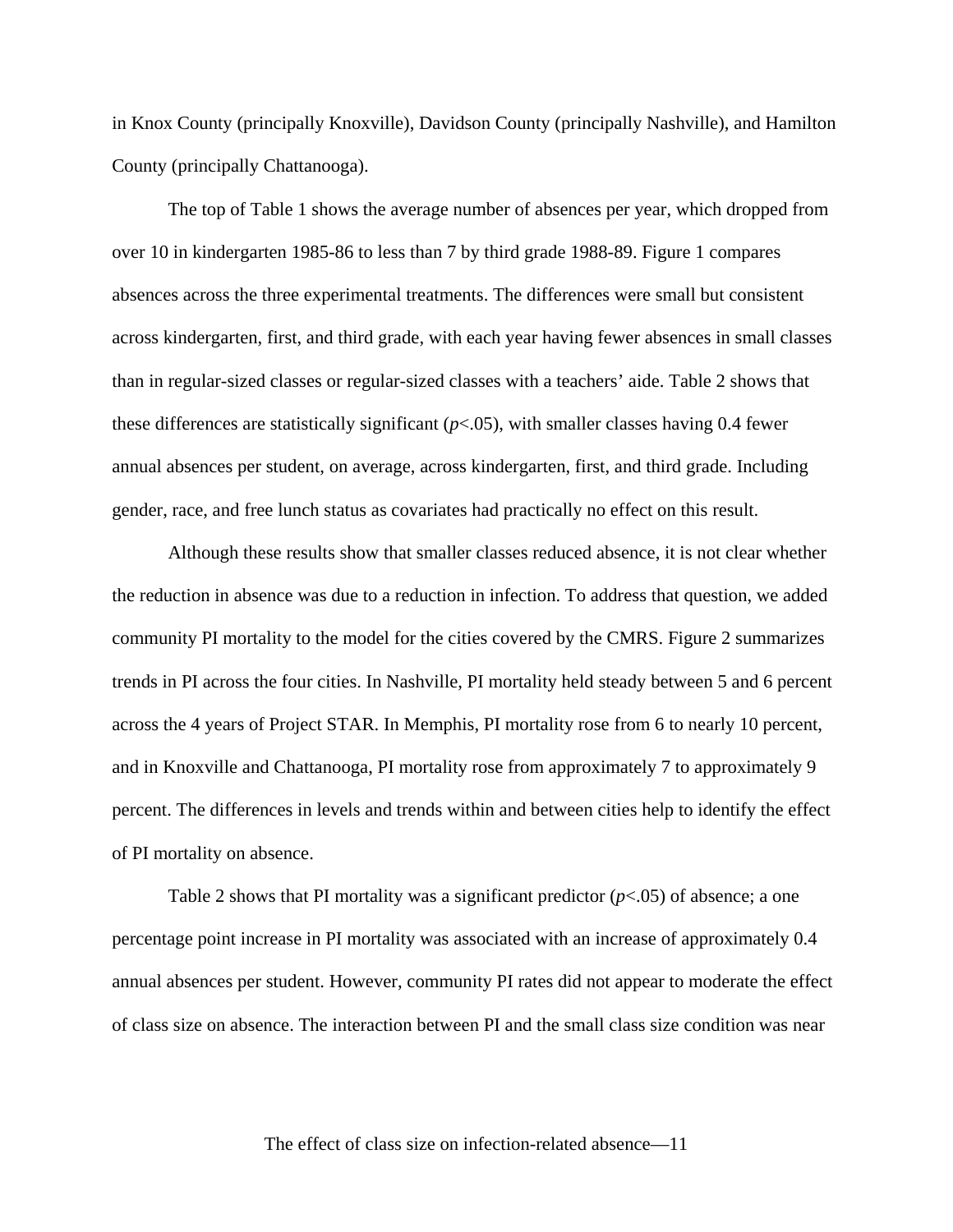in Knox County (principally Knoxville), Davidson County (principally Nashville), and Hamilton County (principally Chattanooga).

The top of Table 1 shows the average number of absences per year, which dropped from over 10 in kindergarten 1985-86 to less than 7 by third grade 1988-89. Figure 1 compares absences across the three experimental treatments. The differences were small but consistent across kindergarten, first, and third grade, with each year having fewer absences in small classes than in regular-sized classes or regular-sized classes with a teachers' aide. Table 2 shows that these differences are statistically significant ($p<.05$), with smaller classes having 0.4 fewer annual absences per student, on average, across kindergarten, first, and third grade. Including gender, race, and free lunch status as covariates had practically no effect on this result.

Although these results show that smaller classes reduced absence, it is not clear whether the reduction in absence was due to a reduction in infection. To address that question, we added community PI mortality to the model for the cities covered by the CMRS. Figure 2 summarizes trends in PI across the four cities. In Nashville, PI mortality held steady between 5 and 6 percent across the 4 years of Project STAR. In Memphis, PI mortality rose from 6 to nearly 10 percent, and in Knoxville and Chattanooga, PI mortality rose from approximately 7 to approximately 9 percent. The differences in levels and trends within and between cities help to identify the effect of PI mortality on absence.

Table 2 shows that PI mortality was a significant predictor ($p<.05$) of absence; a one percentage point increase in PI mortality was associated with an increase of approximately 0.4 annual absences per student. However, community PI rates did not appear to moderate the effect of class size on absence. The interaction between PI and the small class size condition was near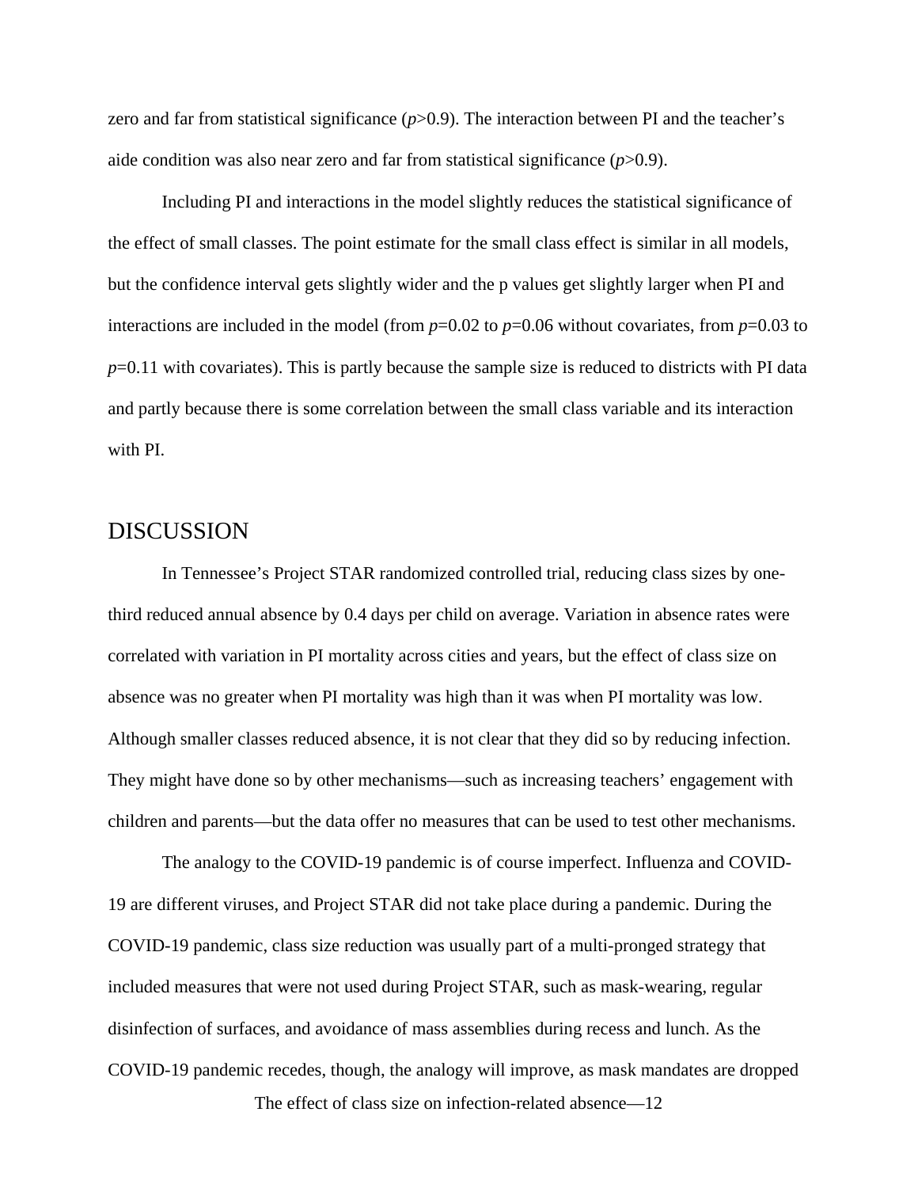zero and far from statistical significance (*p*>0.9). The interaction between PI and the teacher's aide condition was also near zero and far from statistical significance (*p*>0.9).

Including PI and interactions in the model slightly reduces the statistical significance of the effect of small classes. The point estimate for the small class effect is similar in all models, but the confidence interval gets slightly wider and the p values get slightly larger when PI and interactions are included in the model (from *p*=0.02 to *p*=0.06 without covariates, from *p*=0.03 to *p*=0.11 with covariates). This is partly because the sample size is reduced to districts with PI data and partly because there is some correlation between the small class variable and its interaction with PI.

# DISCUSSION

In Tennessee's Project STAR randomized controlled trial, reducing class sizes by one-third reduced annual absence by 0.4 days per child on average. Variation in absence rates were correlated with variation in PI mortality across cities and years, but the effect of class size on absence was no greater when PI mortality was high than it was when PI mortality was low. Although smaller classes reduced absence, it is not clear that they did so by reducing infection. They might have done so by other mechanisms—such as increasing teachers' engagement with children and parents—but the data offer no measures that can be used to test other mechanisms.

The analogy to the COVID-19 pandemic is of course imperfect. Influenza and COVID-19 are different viruses, and Project STAR did not take place during a pandemic. During the COVID-19 pandemic, class size reduction was usually part of a multi-pronged strategy that included measures that were not used during Project STAR, such as mask-wearing, regular disinfection of surfaces, and avoidance of mass assemblies during recess and lunch. As the COVID-19 pandemic recedes, though, the analogy will improve, as mask mandates are dropped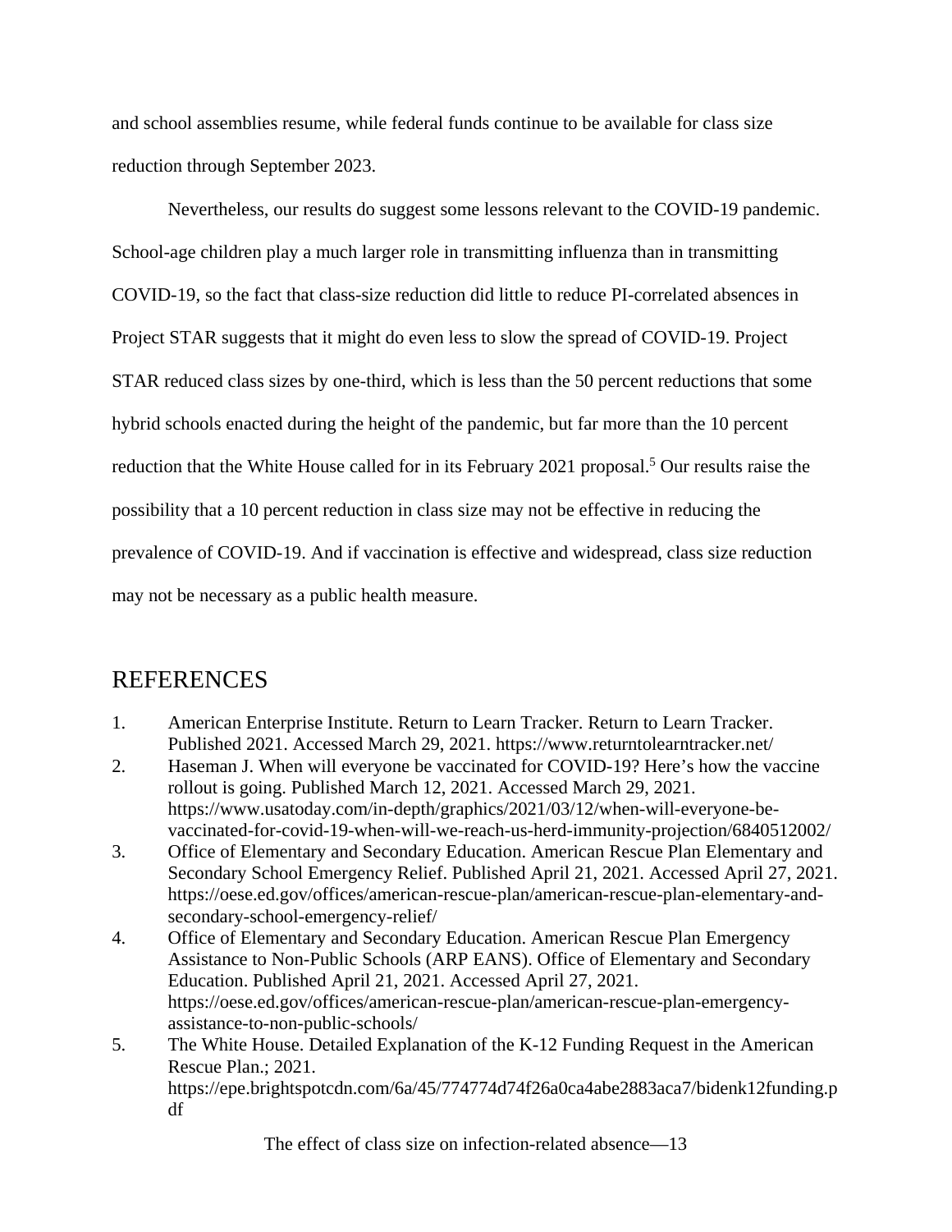and school assemblies resume, while federal funds continue to be available for class size reduction through September 2023.

Nevertheless, our results do suggest some lessons relevant to the COVID-19 pandemic. School-age children play a much larger role in transmitting influenza than in transmitting COVID-19, so the fact that class-size reduction did little to reduce PI-correlated absences in Project STAR suggests that it might do even less to slow the spread of COVID-19. Project STAR reduced class sizes by one-third, which is less than the 50 percent reductions that some hybrid schools enacted during the height of the pandemic, but far more than the 10 percent reduction that the White House called for in its February 2021 proposal.[5] Our results raise the possibility that a 10 percent reduction in class size may not be effective in reducing the prevalence of COVID-19. And if vaccination is effective and widespread, class size reduction may not be necessary as a public health measure.

# REFERENCES

1. American Enterprise Institute. Return to Learn Tracker. Return to Learn Tracker. Published 2021. Accessed March 29, 2021. https://www.returntolearntracker.net/
2. Haseman J. When will everyone be vaccinated for COVID-19? Here's how the vaccine rollout is going. Published March 12, 2021. Accessed March 29, 2021. https://www.usatoday.com/in-depth/graphics/2021/03/12/when-will-everyone-be-vaccinated-for-covid-19-when-will-we-reach-us-herd-immunity-projection/6840512002/
3. Office of Elementary and Secondary Education. American Rescue Plan Elementary and Secondary School Emergency Relief. Published April 21, 2021. Accessed April 27, 2021. https://oese.ed.gov/offices/american-rescue-plan/american-rescue-plan-elementary-and-secondary-school-emergency-relief/
4. Office of Elementary and Secondary Education. American Rescue Plan Emergency Assistance to Non-Public Schools (ARP EANS). Office of Elementary and Secondary Education. Published April 21, 2021. Accessed April 27, 2021. https://oese.ed.gov/offices/american-rescue-plan/american-rescue-plan-emergency-assistance-to-non-public-schools/
5. The White House. Detailed Explanation of the K-12 Funding Request in the American Rescue Plan.; 2021. https://epe.brightspotcdn.com/6a/45/774774d74f26a0ca4abe2883aca7/bidenk12funding.pdf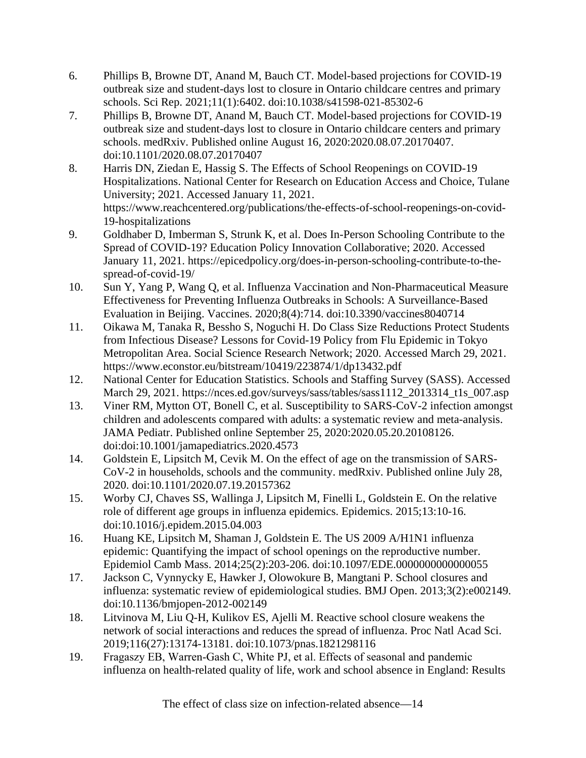6. Phillips B, Browne DT, Anand M, Bauch CT. Model-based projections for COVID-19 outbreak size and student-days lost to closure in Ontario childcare centres and primary schools. Sci Rep. 2021;11(1):6402. doi:10.1038/s41598-021-85302-6
7. Phillips B, Browne DT, Anand M, Bauch CT. Model-based projections for COVID-19 outbreak size and student-days lost to closure in Ontario childcare centers and primary schools. medRxiv. Published online August 16, 2020:2020.08.07.20170407. doi:10.1101/2020.08.07.20170407
8. Harris DN, Ziedan E, Hassig S. The Effects of School Reopenings on COVID-19 Hospitalizations. National Center for Research on Education Access and Choice, Tulane University; 2021. Accessed January 11, 2021. https://www.reachcentered.org/publications/the-effects-of-school-reopenings-on-covid-19-hospitalizations
9. Goldhaber D, Imberman S, Strunk K, et al. Does In-Person Schooling Contribute to the Spread of COVID-19? Education Policy Innovation Collaborative; 2020. Accessed January 11, 2021. https://epicedpolicy.org/does-in-person-schooling-contribute-to-the-spread-of-covid-19/
10. Sun Y, Yang P, Wang Q, et al. Influenza Vaccination and Non-Pharmaceutical Measure Effectiveness for Preventing Influenza Outbreaks in Schools: A Surveillance-Based Evaluation in Beijing. Vaccines. 2020;8(4):714. doi:10.3390/vaccines8040714
11. Oikawa M, Tanaka R, Bessho S, Noguchi H. Do Class Size Reductions Protect Students from Infectious Disease? Lessons for Covid-19 Policy from Flu Epidemic in Tokyo Metropolitan Area. Social Science Research Network; 2020. Accessed March 29, 2021. https://www.econstor.eu/bitstream/10419/223874/1/dp13432.pdf
12. National Center for Education Statistics. Schools and Staffing Survey (SASS). Accessed March 29, 2021. https://nces.ed.gov/surveys/sass/tables/sass1112_2013314_t1s_007.asp
13. Viner RM, Mytton OT, Bonell C, et al. Susceptibility to SARS-CoV-2 infection amongst children and adolescents compared with adults: a systematic review and meta-analysis. JAMA Pediatr. Published online September 25, 2020:2020.05.20.20108126. doi:doi:10.1001/jamapediatrics.2020.4573
14. Goldstein E, Lipsitch M, Cevik M. On the effect of age on the transmission of SARS-CoV-2 in households, schools and the community. medRxiv. Published online July 28, 2020. doi:10.1101/2020.07.19.20157362
15. Worby CJ, Chaves SS, Wallinga J, Lipsitch M, Finelli L, Goldstein E. On the relative role of different age groups in influenza epidemics. Epidemics. 2015;13:10-16. doi:10.1016/j.epidem.2015.04.003
16. Huang KE, Lipsitch M, Shaman J, Goldstein E. The US 2009 A/H1N1 influenza epidemic: Quantifying the impact of school openings on the reproductive number. Epidemiol Camb Mass. 2014;25(2):203-206. doi:10.1097/EDE.0000000000000055
17. Jackson C, Vynnycky E, Hawker J, Olowokure B, Mangtani P. School closures and influenza: systematic review of epidemiological studies. BMJ Open. 2013;3(2):e002149. doi:10.1136/bmjopen-2012-002149
18. Litvinova M, Liu Q-H, Kulikov ES, Ajelli M. Reactive school closure weakens the network of social interactions and reduces the spread of influenza. Proc Natl Acad Sci. 2019;116(27):13174-13181. doi:10.1073/pnas.1821298116
19. Fragaszy EB, Warren-Gash C, White PJ, et al. Effects of seasonal and pandemic influenza on health-related quality of life, work and school absence in England: Results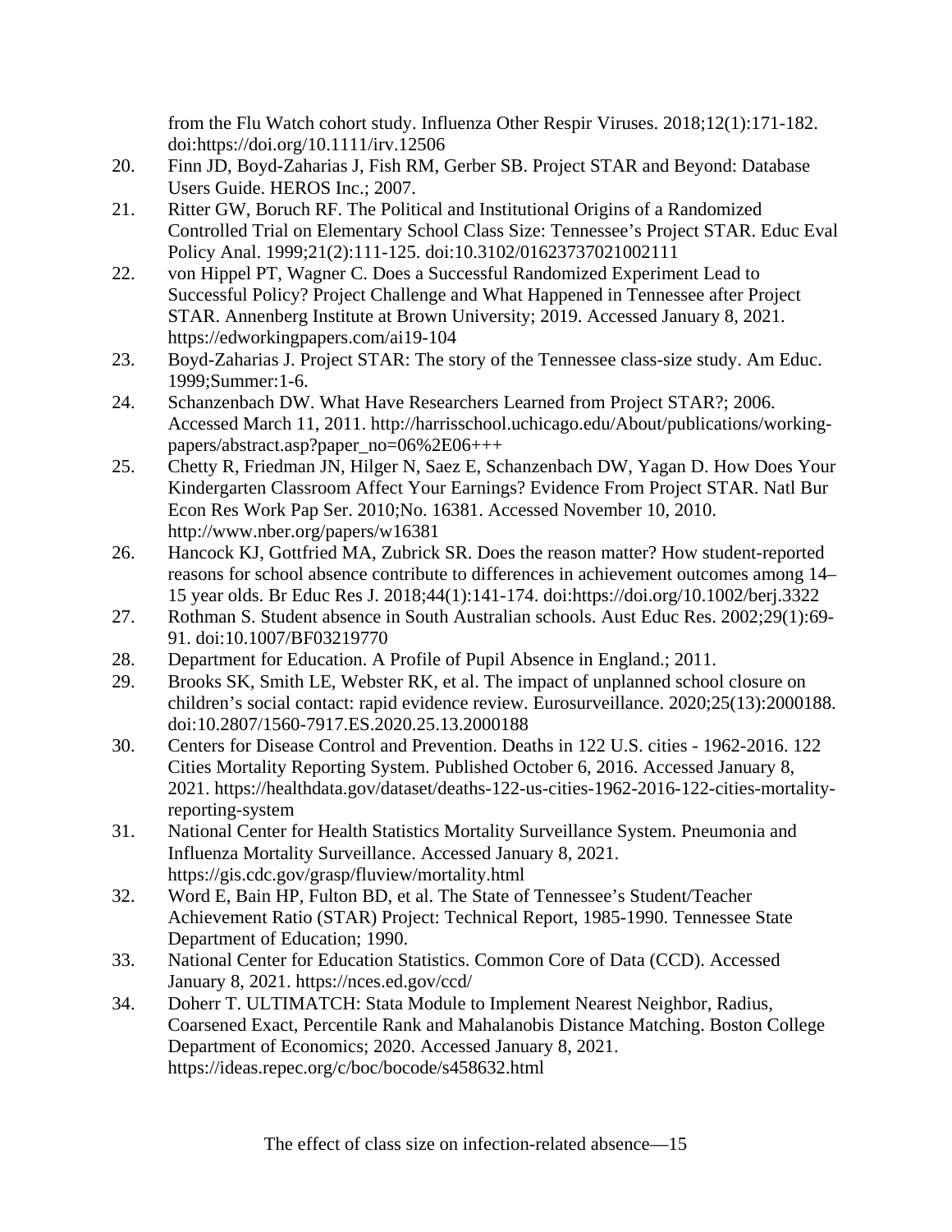from the Flu Watch cohort study. Influenza Other Respir Viruses. 2018;12(1):171-182. doi:https://doi.org/10.1111/irv.12506

20. Finn JD, Boyd-Zaharias J, Fish RM, Gerber SB. Project STAR and Beyond: Database Users Guide. HEROS Inc.; 2007.
21. Ritter GW, Boruch RF. The Political and Institutional Origins of a Randomized Controlled Trial on Elementary School Class Size: Tennessee's Project STAR. Educ Eval Policy Anal. 1999;21(2):111-125. doi:10.3102/01623737021002111
22. von Hippel PT, Wagner C. Does a Successful Randomized Experiment Lead to Successful Policy? Project Challenge and What Happened in Tennessee after Project STAR. Annenberg Institute at Brown University; 2019. Accessed January 8, 2021. https://edworkingpapers.com/ai19-104
23. Boyd-Zaharias J. Project STAR: The story of the Tennessee class-size study. Am Educ. 1999;Summer:1-6.
24. Schanzenbach DW. What Have Researchers Learned from Project STAR?; 2006. Accessed March 11, 2011. http://harrisschool.uchicago.edu/About/publications/working-papers/abstract.asp?paper_no=06%2E06+++
25. Chetty R, Friedman JN, Hilger N, Saez E, Schanzenbach DW, Yagan D. How Does Your Kindergarten Classroom Affect Your Earnings? Evidence From Project STAR. Natl Bur Econ Res Work Pap Ser. 2010;No. 16381. Accessed November 10, 2010. http://www.nber.org/papers/w16381
26. Hancock KJ, Gottfried MA, Zubrick SR. Does the reason matter? How student-reported reasons for school absence contribute to differences in achievement outcomes among 14–15 year olds. Br Educ Res J. 2018;44(1):141-174. doi:https://doi.org/10.1002/berj.3322
27. Rothman S. Student absence in South Australian schools. Aust Educ Res. 2002;29(1):69-91. doi:10.1007/BF03219770
28. Department for Education. A Profile of Pupil Absence in England.; 2011.
29. Brooks SK, Smith LE, Webster RK, et al. The impact of unplanned school closure on children's social contact: rapid evidence review. Eurosurveillance. 2020;25(13):2000188. doi:10.2807/1560-7917.ES.2020.25.13.2000188
30. Centers for Disease Control and Prevention. Deaths in 122 U.S. cities - 1962-2016. 122 Cities Mortality Reporting System. Published October 6, 2016. Accessed January 8, 2021. https://healthdata.gov/dataset/deaths-122-us-cities-1962-2016-122-cities-mortality-reporting-system
31. National Center for Health Statistics Mortality Surveillance System. Pneumonia and Influenza Mortality Surveillance. Accessed January 8, 2021. https://gis.cdc.gov/grasp/fluview/mortality.html
32. Word E, Bain HP, Fulton BD, et al. The State of Tennessee's Student/Teacher Achievement Ratio (STAR) Project: Technical Report, 1985-1990. Tennessee State Department of Education; 1990.
33. National Center for Education Statistics. Common Core of Data (CCD). Accessed January 8, 2021. https://nces.ed.gov/ccd/
34. Doherr T. ULTIMATCH: Stata Module to Implement Nearest Neighbor, Radius, Coarsened Exact, Percentile Rank and Mahalanobis Distance Matching. Boston College Department of Economics; 2020. Accessed January 8, 2021. https://ideas.repec.org/c/boc/bocode/s458632.html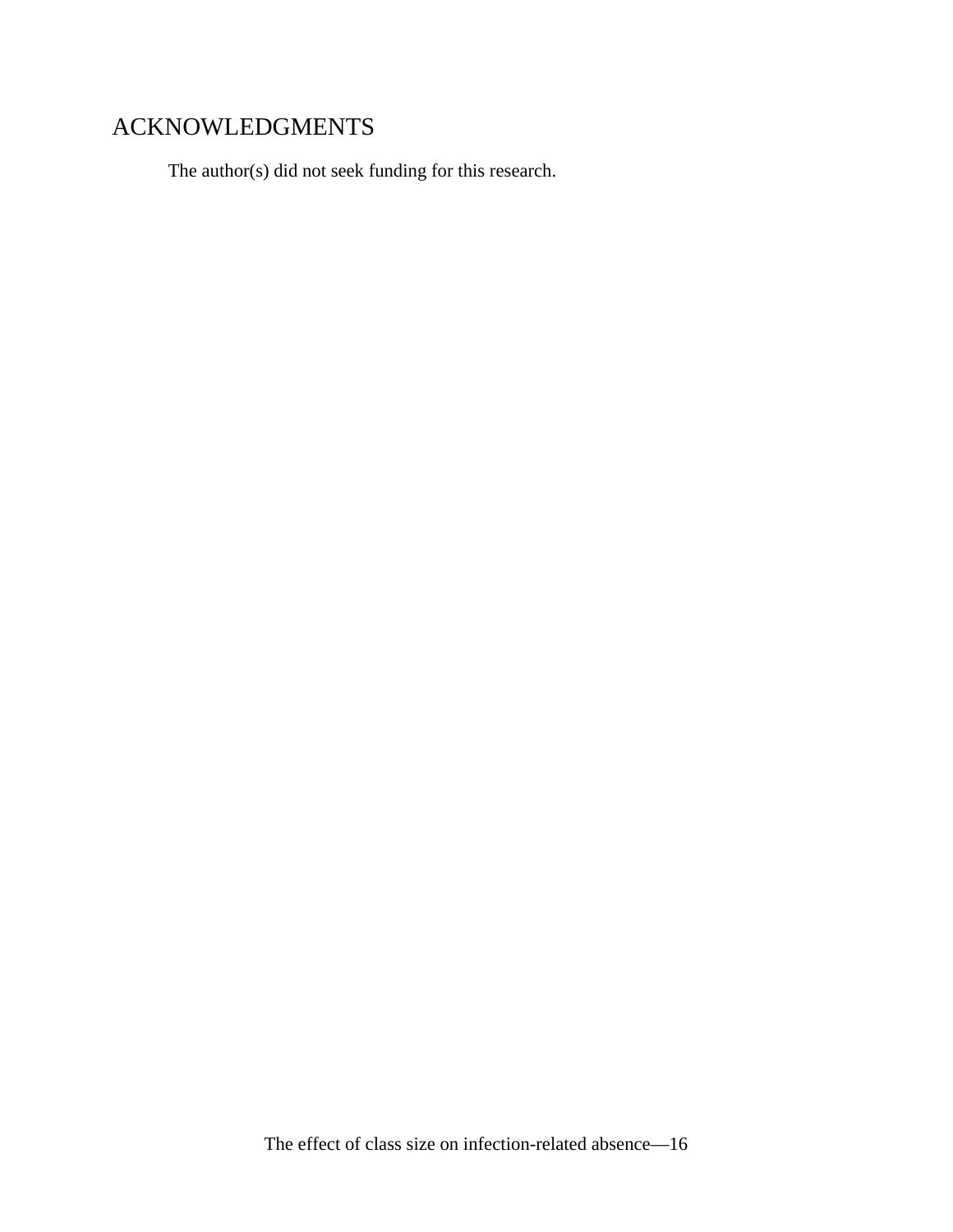# ACKNOWLEDGMENTS

The author(s) did not seek funding for this research.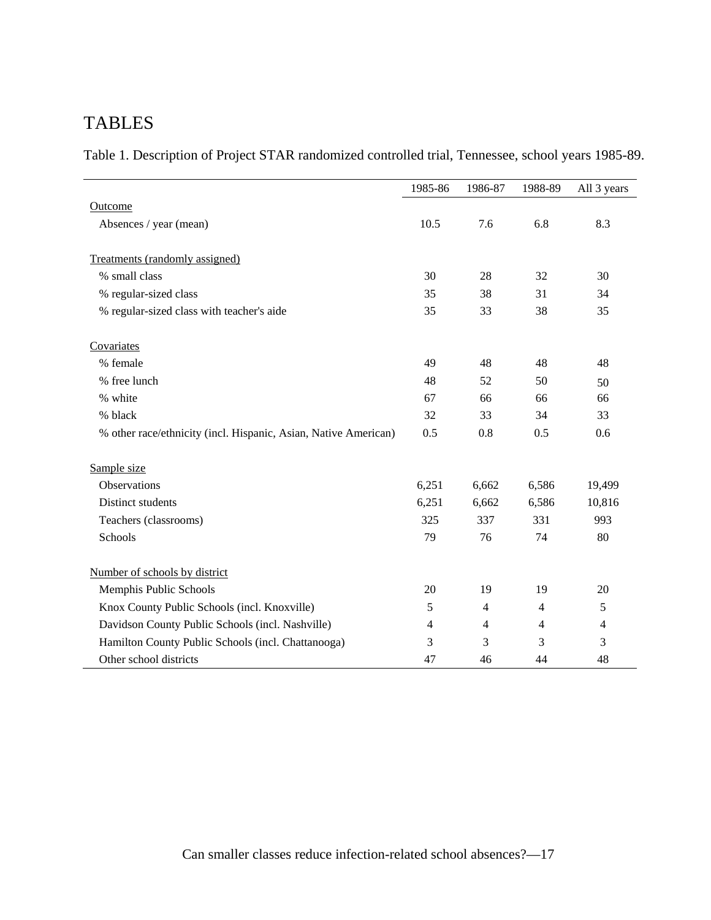# TABLES

Table 1. Description of Project STAR randomized controlled trial, Tennessee, school years 1985-89.

| | 1985-86 | 1986-87 | 1988-89 | All 3 years |
|---|---|---|---|---|
| Outcome | | | | |
| Absences / year (mean) | 10.5 | 7.6 | 6.8 | 8.3 |
| Treatments (randomly assigned) | | | | |
| % small class | 30 | 28 | 32 | 30 |
| % regular-sized class | 35 | 38 | 31 | 34 |
| % regular-sized class with teacher's aide | 35 | 33 | 38 | 35 |
| Covariates | | | | |
| % female | 49 | 48 | 48 | 48 |
| % free lunch | 48 | 52 | 50 | 50 |
| % white | 67 | 66 | 66 | 66 |
| % black | 32 | 33 | 34 | 33 |
| % other race/ethnicity (incl. Hispanic, Asian, Native American) | 0.5 | 0.8 | 0.5 | 0.6 |
| Sample size | | | | |
| Observations | 6,251 | 6,662 | 6,586 | 19,499 |
| Distinct students | 6,251 | 6,662 | 6,586 | 10,816 |
| Teachers (classrooms) | 325 | 337 | 331 | 993 |
| Schools | 79 | 76 | 74 | 80 |
| Number of schools by district | | | | |
| Memphis Public Schools | 20 | 19 | 19 | 20 |
| Knox County Public Schools (incl. Knoxville) | 5 | 4 | 4 | 5 |
| Davidson County Public Schools (incl. Nashville) | 4 | 4 | 4 | 4 |
| Hamilton County Public Schools (incl. Chattanooga) | 3 | 3 | 3 | 3 |
| Other school districts | 47 | 46 | 44 | 48 |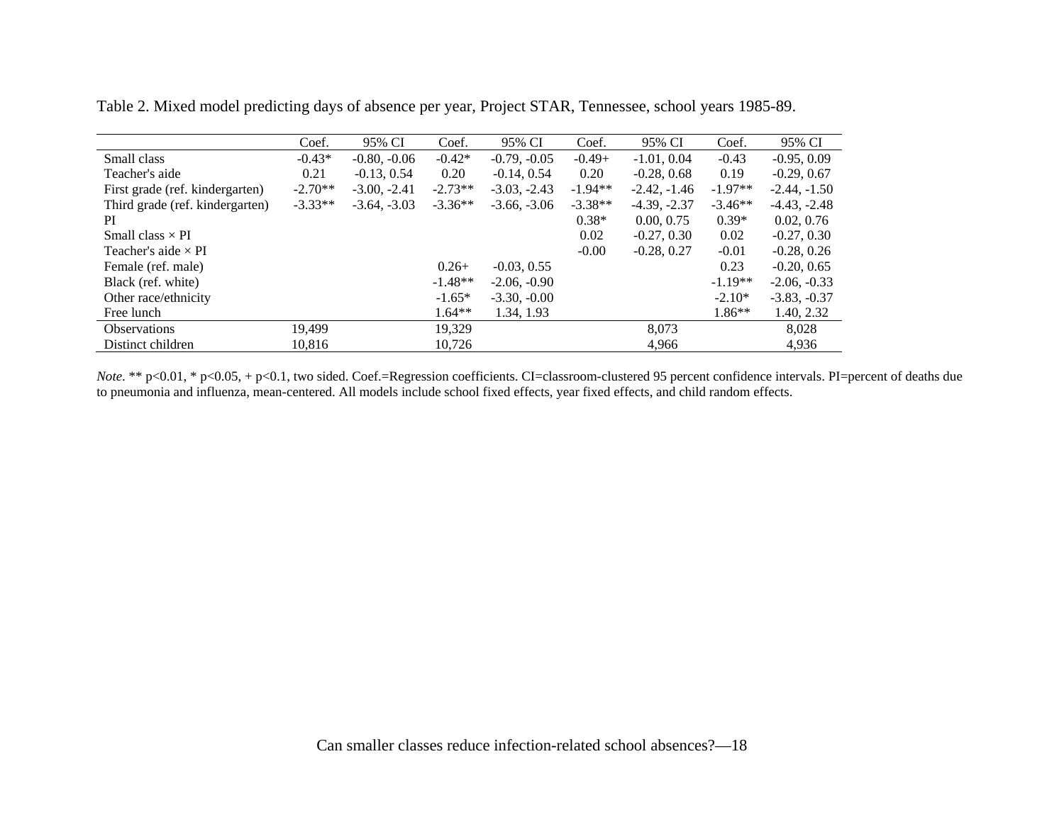Table 2. Mixed model predicting days of absence per year, Project STAR, Tennessee, school years 1985-89.

| | Coef. | 95% CI | Coef. | 95% CI | Coef. | 95% CI | Coef. | 95% CI |
|---|---|---|---|---|---|---|---|---|
| Small class | -0.43* | -0.80, -0.06 | -0.42* | -0.79, -0.05 | -0.49+ | -1.01, 0.04 | -0.43 | -0.95, 0.09 |
| Teacher's aide | 0.21 | -0.13, 0.54 | 0.20 | -0.14, 0.54 | 0.20 | -0.28, 0.68 | 0.19 | -0.29, 0.67 |
| First grade (ref. kindergarten) | -2.70** | -3.00, -2.41 | -2.73** | -3.03, -2.43 | -1.94** | -2.42, -1.46 | -1.97** | -2.44, -1.50 |
| Third grade (ref. kindergarten) | -3.33** | -3.64, -3.03 | -3.36** | -3.66, -3.06 | -3.38** | -4.39, -2.37 | -3.46** | -4.43, -2.48 |
| PI | | | | | 0.38* | 0.00, 0.75 | 0.39* | 0.02, 0.76 |
| Small class × PI | | | | | 0.02 | -0.27, 0.30 | 0.02 | -0.27, 0.30 |
| Teacher's aide × PI | | | | | -0.00 | -0.28, 0.27 | -0.01 | -0.28, 0.26 |
| Female (ref. male) | | | 0.26+ | -0.03, 0.55 | | | 0.23 | -0.20, 0.65 |
| Black (ref. white) | | | -1.48** | -2.06, -0.90 | | | -1.19** | -2.06, -0.33 |
| Other race/ethnicity | | | -1.65* | -3.30, -0.00 | | | -2.10* | -3.83, -0.37 |
| Free lunch | | | 1.64** | 1.34, 1.93 | | | 1.86** | 1.40, 2.32 |
| Observations | 19,499 | | 19,329 | | | 8,073 | | 8,028 |
| Distinct children | 10,816 | | 10,726 | | | 4,966 | | 4,936 |

*Note*. ** p<0.01, * p<0.05, + p<0.1, two sided. Coef.=Regression coefficients. CI=classroom-clustered 95 percent confidence intervals. PI=percent of deaths due to pneumonia and influenza, mean-centered. All models include school fixed effects, year fixed effects, and child random effects.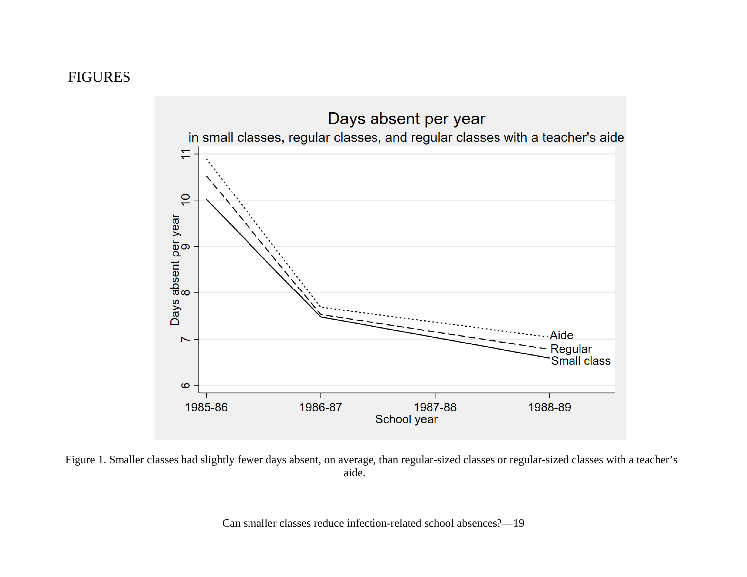FIGURES

Figure 1. Smaller classes had slightly fewer days absent, on average, than regular-sized classes or regular-sized classes with a teacher's aide.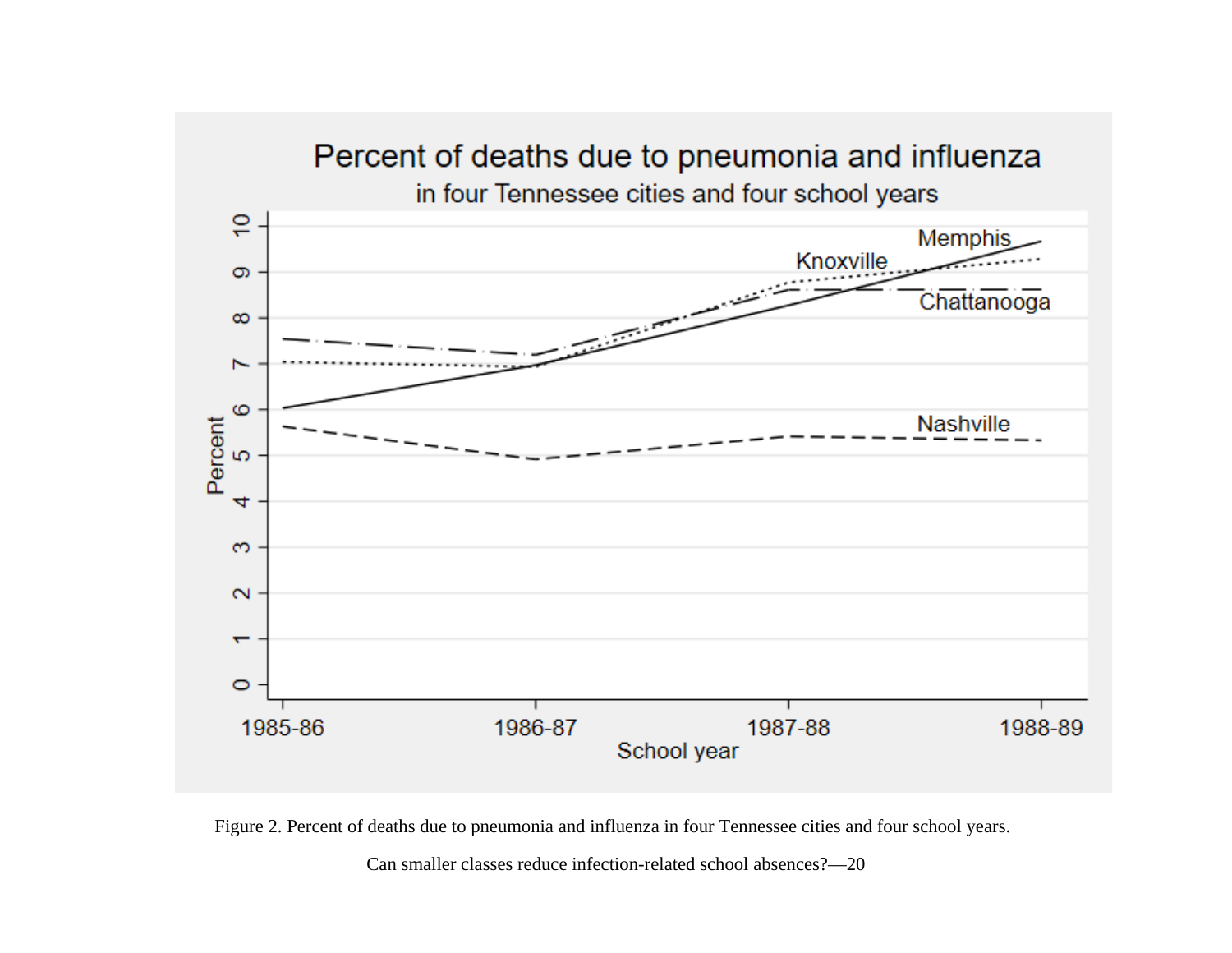Percent of deaths due to pneumonia and influenza

in four Tennessee cities and four school years

Percent

0
1
2
3
4
5
6
7
8
9
10

Memphis

Knoxville

Chattanooga

Nashville

1985-86
1986-87
1987-88
1988-89

School year

Figure 2. Percent of deaths due to pneumonia and influenza in four Tennessee cities and four school years.